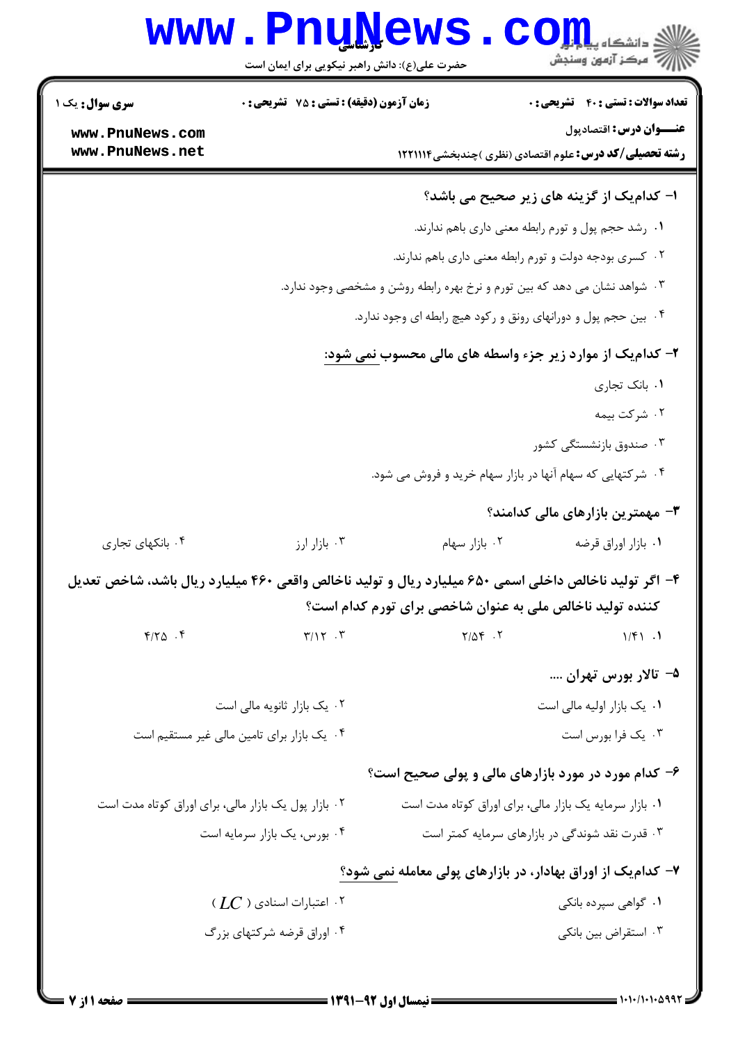**سری سوال:** یک ۱ | **زمان آزمون (دقیقه) : تستی :** ۷۵ **تشریحی :** ۰ | **تعداد سوالات : تستی :** ۴۰ **تشریحی :** ۰

**عنوان درس:** اقتصادپول

**رشته تحصیلی/کد درس:** علوم اقتصادی (نظری )چندبخشی ۱۲۲۱۱۱۴

۱- کدام‌یک از گزینه های زیر صحیح می باشد؟

۱. رشد حجم پول و تورم رابطه معنی داری باهم ندارند.

۲. کسری بودجه دولت و تورم رابطه معنی داری باهم ندارند.

۳. شواهد نشان می دهد که بین تورم و نرخ بهره رابطه روشن و مشخصی وجود ندارد.

۴. بین حجم پول و دورانهای رونق و رکود هیچ رابطه ای وجود ندارد.

۲- کدام‌یک از موارد زیر جزء واسطه های مالی محسوب نمی شود:

۱. بانک تجاری

۲. شرکت بیمه

۳. صندوق بازنشستگی کشور

۴. شرکتهایی که سهام آنها در بازار سهام خرید و فروش می شود.

۳- مهمترین بازارهای مالی کدامند؟

۱. بازار اوراق قرضه

۲. بازار سهام

۳. بازار ارز

۴. بانکهای تجاری

۴- اگر تولید ناخالص داخلی اسمی ۶۵۰ میلیارد ریال و تولید ناخالص واقعی ۴۶۰ میلیارد ریال باشد، شاخص تعدیل کننده تولید ناخالص ملی به عنوان شاخصی برای تورم کدام است؟

۱. ۱/۴۱

۲. ۲/۵۴

۳. ۳/۱۲

۴. ۴/۲۵

۵- تالار بورس تهران ....

۱. یک بازار اولیه مالی است

۲. یک بازار ثانویه مالی است

۳. یک فرا بورس است

۴. یک بازار برای تامین مالی غیر مستقیم است

۶- کدام مورد در مورد بازارهای مالی و پولی صحیح است؟

۱. بازار سرمایه یک بازار مالی، برای اوراق کوتاه مدت است

۲. بازار پول یک بازار مالی، برای اوراق کوتاه مدت است

۳. قدرت نقد شوندگی در بازارهای سرمایه کمتر است

۴. بورس، یک بازار سرمایه است

۷- کدام‌یک از اوراق بهادار، در بازارهای پولی معامله نمی شود؟

۱. گواهی سپرده بانکی

۲. اعتبارات اسنادی ( $LC$ )

۳. استقراض بین بانکی

۴. اوراق قرضه شرکتهای بزرگ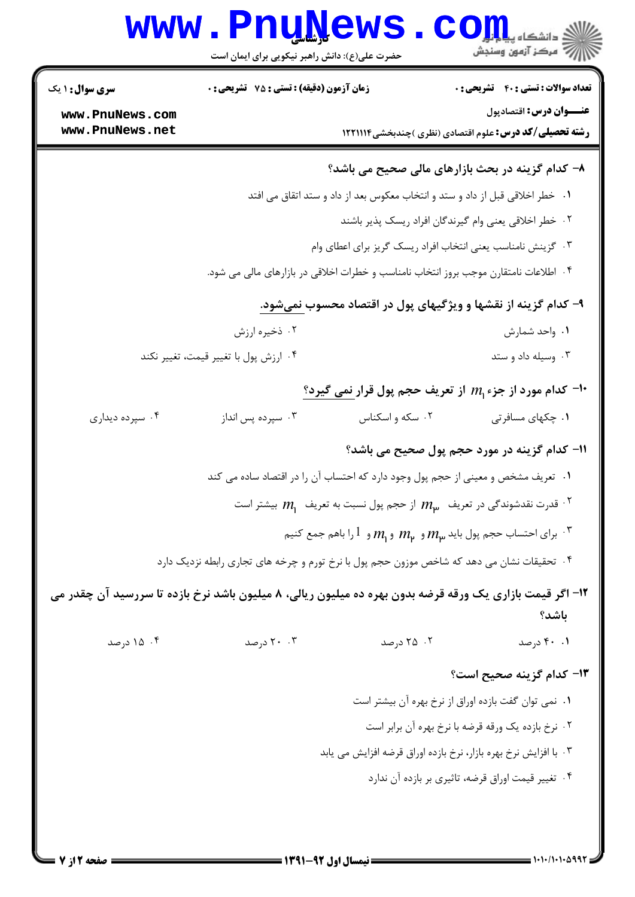سری سوال: ۱ یک | زمان آزمون (دقیقه) : تستی : ۷۵ تشریحی : ۰ | تعداد سوالات : تستی : ۴۰ تشریحی : ۰

**عنـــوان درس:** اقتصادپول

**رشته تحصیلی/کد درس:** علوم اقتصادی (نظری )چندبخشی۱۲۲۱۱۱۴

**۸- کدام گزینه در بحث بازارهای مالی صحیح می باشد؟**

۱. خطر اخلاقی قبل از داد و ستد و انتخاب معکوس بعد از داد و ستد اتفاق می افتد

۲. خطر اخلاقی یعنی وام گیرندگان افراد ریسک پذیر باشند

۳. گزینش نامناسب یعنی انتخاب افراد ریسک گریز برای اعطای وام

۴. اطلاعات نامتقارن موجب بروز انتخاب نامناسب و خطرات اخلاقی در بازارهای مالی می شود.

**۹- کدام گزینه از نقشها و ویژگیهای پول در اقتصاد محسوب نمی‌شود.**

۱. واحد شمارش

۲. ذخیره ارزش

۳. وسیله داد و ستد

۴. ارزش پول با تغییر قیمت، تغییر نکند

**۱۰- کدام مورد از جزء $m_1$ از تعریف حجم پول قرار نمی گیرد؟**

۱. چکهای مسافرتی

۲. سکه و اسکناس

۳. سپرده پس انداز

۴. سپرده دیداری

**۱۱- کدام گزینه در مورد حجم پول صحیح می باشد؟**

۱. تعریف مشخص و معینی از حجم پول وجود دارد که احتساب آن را در اقتصاد ساده می کند

۲. قدرت نقدشوندگی در تعریف $m_3$ از حجم پول نسبت به تعریف $m_1$ بیشتر است

۳. برای احتساب حجم پول باید $m_3$ و $m_2$ و $m_1$ و $l$ را باهم جمع کنیم

۴. تحقیقات نشان می دهد که شاخص موزون حجم پول با نرخ تورم و چرخه های تجاری رابطه نزدیک دارد

**۱۲- اگر قیمت بازاری یک ورقه قرضه بدون بهره ده میلیون ریالی، ۸ میلیون باشد نرخ بازده تا سررسید آن چقدر می باشد؟**

۱. ۴۰ درصد

۲. ۲۵ درصد

۳. ۲۰ درصد

۴. ۱۵ درصد

**۱۳- کدام گزینه صحیح است؟**

۱. نمی توان گفت بازده اوراق از نرخ بهره آن بیشتر است

۲. نرخ بازده یک ورقه قرضه با نرخ بهره آن برابر است

۳. با افزایش نرخ بهره بازار، نرخ بازده اوراق قرضه افزایش می یابد

۴. تغییر قیمت اوراق قرضه، تاثیری بر بازده آن ندارد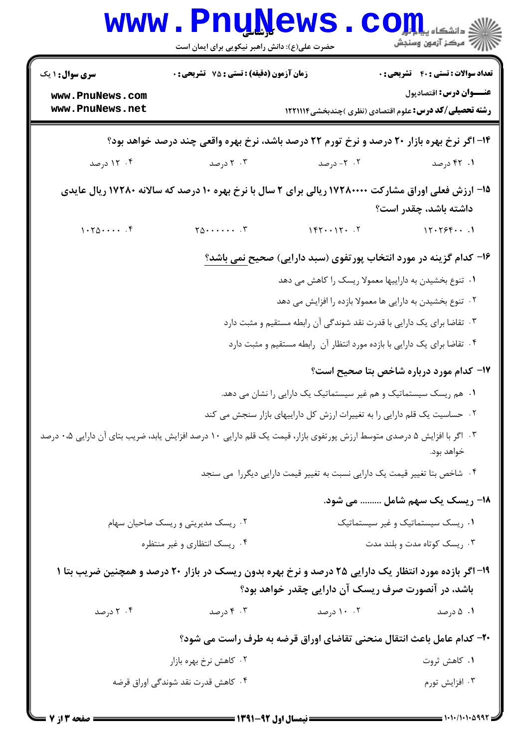۱۴- اگر نرخ بهره بازار ۲۰ درصد و نرخ تورم ۲۲ درصد باشد، نرخ بهره واقعی چند درصد خواهد بود؟

۱. ۴۲ درصد
۲. ۲- درصد
۳. ۲ درصد
۴. ۱۲ درصد

۱۵- ارزش فعلی اوراق مشارکت ۱۷۲۸۰۰۰۰ ریالی برای ۲ سال با نرخ بهره ۱۰ درصد که سالانه ۱۷۲۸۰ ریال عایدی داشته باشد، چقدر است؟

۱. ۱۲۰۲۶۴۰۰
۲. ۱۴۲۰۰۱۲۰
۳. ۲۵۰۰۰۰۰۰
۴. ۱۰۲۵۰۰۰۰

۱۶- کدام گزینه در مورد انتخاب پورتفوی (سبد دارایی) صحیح نمی باشد؟

۱. تنوع بخشیدن به داراییها معمولا ریسک را کاهش می دهد
۲. تنوع بخشیدن به دارایی ها معمولا بازده را افزایش می دهد
۳. تقاضا برای یک دارایی با قدرت نقد شوندگی آن رابطه مستقیم و مثبت دارد
۴. تقاضا برای یک دارایی با بازده مورد انتظار آن رابطه مستقیم و مثبت دارد

۱۷- کدام مورد درباره شاخص بتا صحیح است؟

۱. هم ریسک سیستماتیک و هم غیر سیستماتیک یک دارایی را نشان می دهد.
۲. حساسیت یک قلم دارایی را به تغییرات ارزش کل داراییهای بازار سنجش می کند
۳. اگر با افزایش ۵ درصدی متوسط ارزش پورتفوی بازار، قیمت یک قلم دارایی ۱۰ درصد افزایش یابد، ضریب بتای آن دارایی ۰،۵ درصد خواهد بود.
۴. شاخص بتا تغییر قیمت یک دارایی نسبت به تغییر قیمت دارایی دیگررا می سنجد

۱۸- ریسک یک سهم شامل ......... می شود.

۱. ریسک سیستماتیک و غیر سیستماتیک
۲. ریسک مدیریتی و ریسک صاحیان سهام
۳. ریسک کوتاه مدت و بلند مدت
۴. ریسک انتظاری و غیر منتظره

۱۹- اگر بازده مورد انتظار یک دارایی ۲۵ درصد و نرخ بهره بدون ریسک در بازار ۲۰ درصد و همچنین ضریب بتا ۱ باشد، در آنصورت صرف ریسک آن دارایی چقدر خواهد بود؟

۱. ۵ درصد
۲. ۱۰ درصد
۳. ۴ درصد
۴. ۲ درصد

۲۰- کدام عامل باعث انتقال منحنی تقاضای اوراق قرضه به طرف راست می شود؟

۱. کاهش ثروت
۲. کاهش نرخ بهره بازار
۳. افزایش تورم
۴. کاهش قدرت نقد شوندگی اوراق قرضه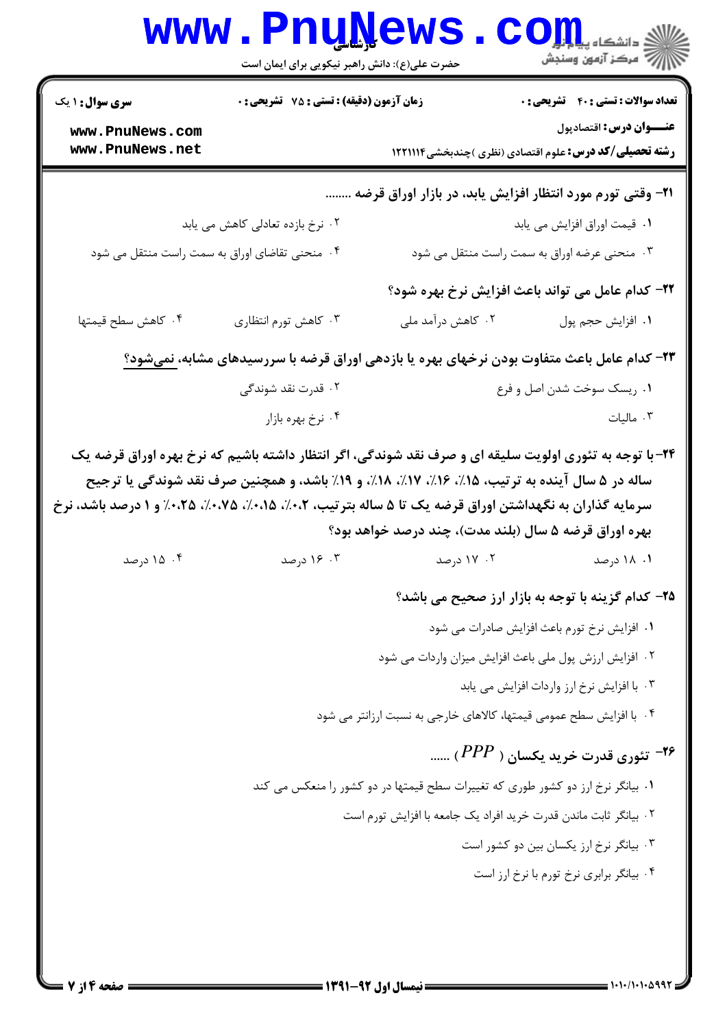**سری سوال:** ۱ یک

**زمان آزمون (دقیقه) : تستی : ۷۵ تشریحی : ۰**

**تعداد سوالات : تستی : ۴۰ تشریحی : ۰**

**عنــــوان درس:** اقتصادپول

**رشته تحصیلی/کد درس:** علوم اقتصادی (نظری )چندبخشی ۱۲۲۱۱۱۴

**۲۱- وقتی تورم مورد انتظار افزایش یابد، در بازار اوراق قرضه ........**

۱. قیمت اوراق افزایش می یابد

۲. نرخ بازده تعادلی کاهش می یابد

۳. منحنی عرضه اوراق به سمت راست منتقل می شود

۴. منحنی تقاضای اوراق به سمت راست منتقل می شود

**۲۲- کدام عامل می تواند باعث افزایش نرخ بهره شود؟**

۱. افزایش حجم پول

۲. کاهش درآمد ملی

۳. کاهش تورم انتظاری

۴. کاهش سطح قیمتها

**۲۳- کدام عامل باعث متفاوت بودن نرخهای بهره یا بازدهی اوراق قرضه با سررسیدهای مشابه، نمی‌شود؟**

۱. ریسک سوخت شدن اصل و فرع

۲. قدرت نقد شوندگی

۳. مالیات

۴. نرخ بهره بازار

**۲۴-با توجه به تئوری اولویت سلیقه ای و صرف نقد شوندگی، اگر انتظار داشته باشیم که نرخ بهره اوراق قرضه یک ساله در ۵ سال آینده به ترتیب، ۱۵٪، ۱۶٪، ۱۷٪، ۱۸٪، و ۱۹٪ باشد، و همچنین صرف نقد شوندگی یا ترجیح سرمایه گذاران به نگهداشتن اوراق قرضه یک تا ۵ ساله بترتیب، ۰،۰٪، ۰،۱۵٪، ۰،۷۵٪، ۰،۲۵٪ و ۱ درصد باشد، نرخ بهره اوراق قرضه ۵ سال (بلند مدت)، چند درصد خواهد بود؟**

۱. ۱۸ درصد

۲. ۱۷ درصد

۳. ۱۶ درصد

۴. ۱۵ درصد

**۲۵- کدام گزینه با توجه به بازار ارز صحیح می باشد؟**

۱. افزایش نرخ تورم باعث افزایش صادرات می شود

۲. افزایش ارزش پول ملی باعث افزایش میزان واردات می شود

۳. با افزایش نرخ ارز واردات افزایش می یابد

۴. با افزایش سطح عمومی قیمتها، کالاهای خارجی به نسبت ارزانتر می شود

**۲۶- تئوری قدرت خرید یکسان ( $PPP$ ) ......**

۱. بیانگر نرخ ارز دو کشور طوری که تغییرات سطح قیمتها در دو کشور را منعکس می کند

۲. بیانگر ثابت ماندن قدرت خرید افراد یک جامعه با افزایش تورم است

۳. بیانگر نرخ ارز یکسان بین دو کشور است

۴. بیانگر برابری نرخ تورم با نرخ ارز است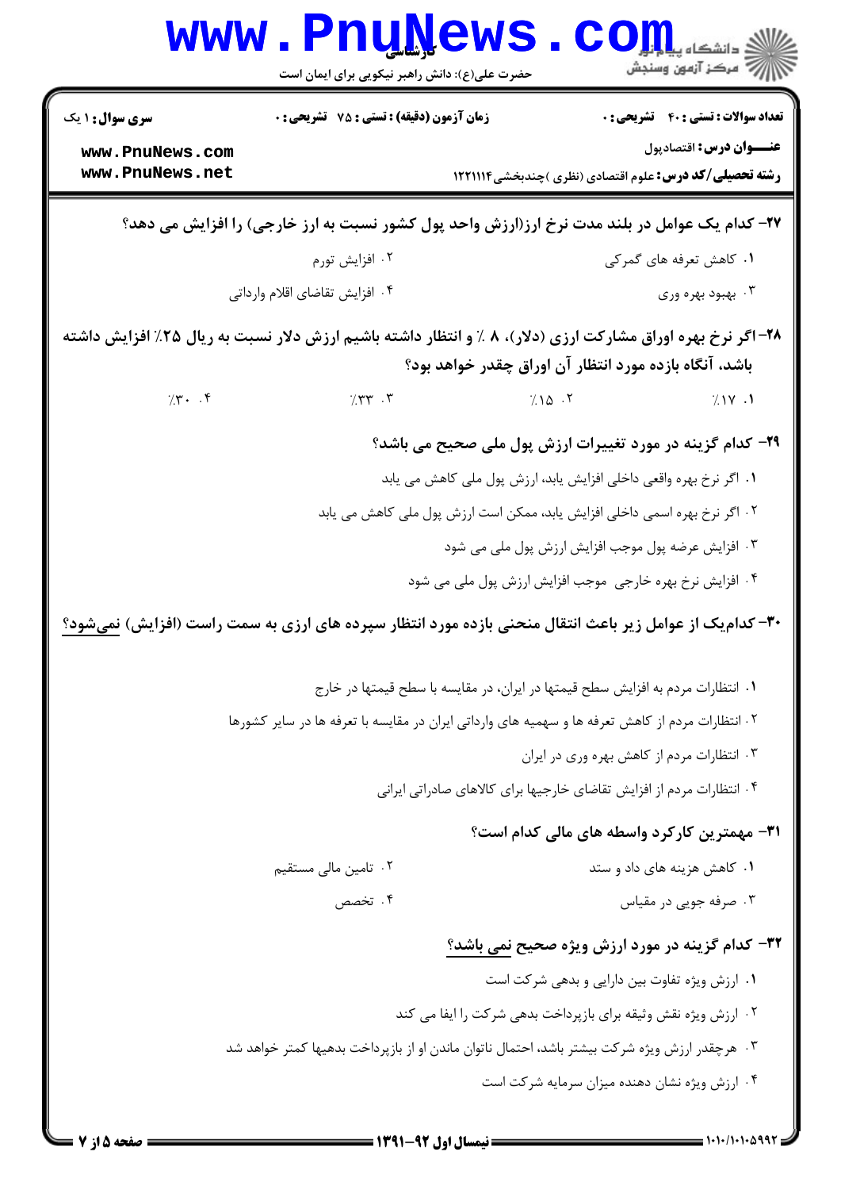**۲۷- کدام یک عوامل در بلند مدت نرخ ارز(ارزش واحد پول کشور نسبت به ارز خارجی) را افزایش می دهد؟**

۱. کاهش تعرفه های گمرکی

۲. افزایش تورم

۳. بهبود بهره وری

۴. افزایش تقاضای اقلام وارداتی

**۲۸- اگر نرخ بهره اوراق مشارکت ارزی (دلار)، ۸ ٪ و انتظار داشته باشیم ارزش دلار نسبت به ریال ۲۵٪ افزایش داشته باشد، آنگاه بازده مورد انتظار آن اوراق چقدر خواهد بود؟**

۱. ٪۱۷

۲. ٪۱۵

۳. ٪۳۳

۴. ٪۳۰

**۲۹- کدام گزینه در مورد تغییرات ارزش پول ملی صحیح می باشد؟**

۱. اگر نرخ بهره واقعی داخلی افزایش یابد، ارزش پول ملی کاهش می یابد

۲. اگر نرخ بهره اسمی داخلی افزایش یابد، ممکن است ارزش پول ملی کاهش می یابد

۳. افزایش عرضه پول موجب افزایش ارزش پول ملی می شود

۴. افزایش نرخ بهره خارجی موجب افزایش ارزش پول ملی می شود

**۳۰- کدام‌یک از عوامل زیر باعث انتقال منحنی بازده مورد انتظار سپرده های ارزی به سمت راست (افزایش) نمی‌شود؟**

۱. انتظارات مردم به افزایش سطح قیمتها در ایران، در مقایسه با سطح قیمتها در خارج

۲. انتظارات مردم از کاهش تعرفه ها و سهمیه های وارداتی ایران در مقایسه با تعرفه ها در سایر کشورها

۳. انتظارات مردم از کاهش بهره وری در ایران

۴. انتظارات مردم از افزایش تقاضای خارجیها برای کالاهای صادراتی ایرانی

**۳۱- مهمترین کارکرد واسطه های مالی کدام است؟**

۱. کاهش هزینه های داد و ستد

۲. تامین مالی مستقیم

۳. صرفه جویی در مقیاس

۴. تخصص

**۳۲- کدام گزینه در مورد ارزش ویژه صحیح نمی باشد؟**

۱. ارزش ویژه تفاوت بین دارایی و بدهی شرکت است

۲. ارزش ویژه نقش وثیقه برای بازپرداخت بدهی شرکت را ایفا می کند

۳. هرچقدر ارزش ویژه شرکت بیشتر باشد، احتمال ناتوان ماندن او از بازپرداخت بدهیها کمتر خواهد شد

۴. ارزش ویژه نشان دهنده میزان سرمایه شرکت است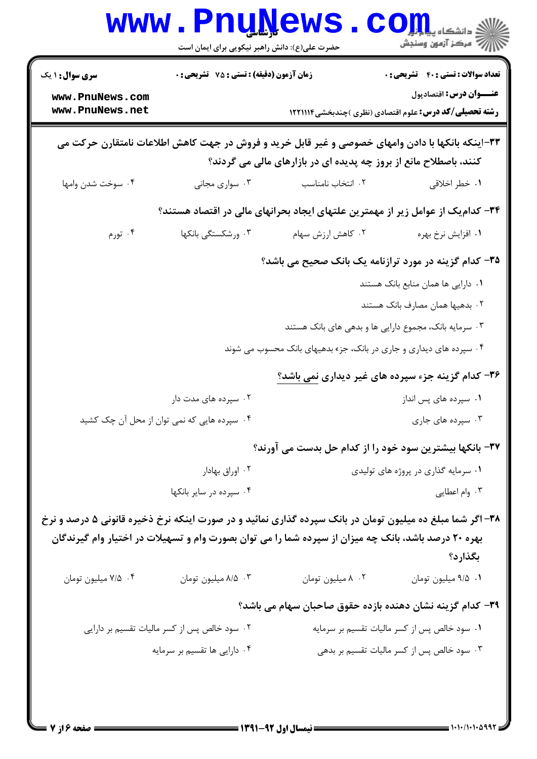**۳۳-اینکه بانکها با دادن وامهای خصوصی و غیر قابل خرید و فروش در جهت کاهش اطلاعات نامتقارن حرکت می کنند، باصطلاح مانع از بروز چه پدیده ای در بازارهای مالی می گردند؟**

۱. خطر اخلاقی
۲. انتخاب نامناسب
۳. سواری مجانی
۴. سوخت شدن وامها

**۳۴- کدام‌یک از عوامل زیر از مهمترین علتهای ایجاد بحرانهای مالی در اقتصاد هستند؟**

۱. افزایش نرخ بهره
۲. کاهش ارزش سهام
۳. ورشکستگی بانکها
۴. تورم

**۳۵- کدام گزینه در مورد ترازنامه یک بانک صحیح می باشد؟**

۱. دارایی ها همان منابع بانک هستند
۲. بدهیها همان مصارف بانک هستند
۳. سرمایه بانک، مجموع دارایی ها و بدهی های بانک هستند
۴. سپرده های دیداری و جاری در بانک، جزء بدهیهای بانک محسوب می شوند

**۳۶- کدام گزینه جزء سپرده های غیر دیداری نمی باشد؟**

۱. سپرده های پس انداز
۲. سپرده های مدت دار
۳. سپرده های جاری
۴. سپرده هایی که نمی توان از محل آن چک کشید

**۳۷- بانکها بیشترین سود خود را از کدام حل بدست می آورند؟**

۱. سرمایه گذاری در پروژه های تولیدی
۲. اوراق بهادار
۳. وام اعطایی
۴. سپرده در سایر بانکها

**۳۸- اگر شما مبلغ ده میلیون تومان در بانک سپرده گذاری نمائید و در صورت اینکه نرخ ذخیره قانونی ۵ درصد و نرخ بهره ۲۰ درصد باشد، بانک چه میزان از سپرده شما را می توان بصورت وام و تسهیلات در اختیار وام گیرندگان بگذارد؟**

۱. ۹/۵ میلیون تومان
۲. ۸ میلیون تومان
۳. ۸/۵ میلیون تومان
۴. ۷/۵ میلیون تومان

**۳۹- کدام گزینه نشان دهنده بازده حقوق صاحبان سهام می باشد؟**

۱. سود خالص پس از کسر مالیات تقسیم بر سرمایه
۲. سود خالص پس از کسر مالیات تقسیم بر دارایی
۳. سود خالص پس از کسر مالیات تقسیم بر بدهی
۴. دارایی ها تقسیم بر سرمایه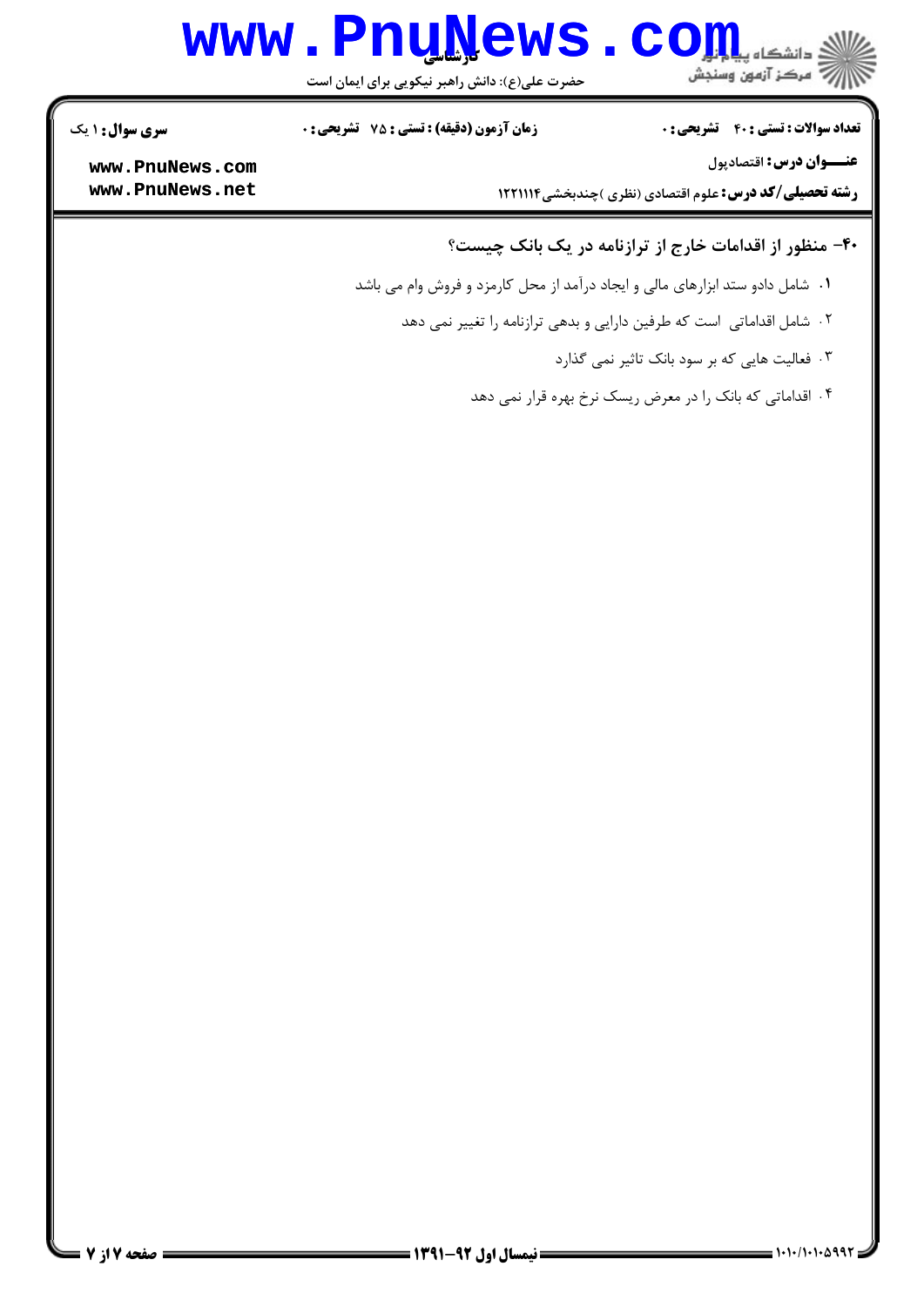۴۰- منظور از اقدامات خارج از ترازنامه در یک بانک چیست؟

۱. شامل دادو ستد ابزارهای مالی و ایجاد درآمد از محل کارمزد و فروش وام می باشد

۲. شامل اقداماتی است که طرفین دارایی و بدهی ترازنامه را تغییر نمی دهد

۳. فعالیت هایی که بر سود بانک تاثیر نمی گذارد

۴. اقداماتی که بانک را در معرض ریسک نرخ بهره قرار نمی دهد